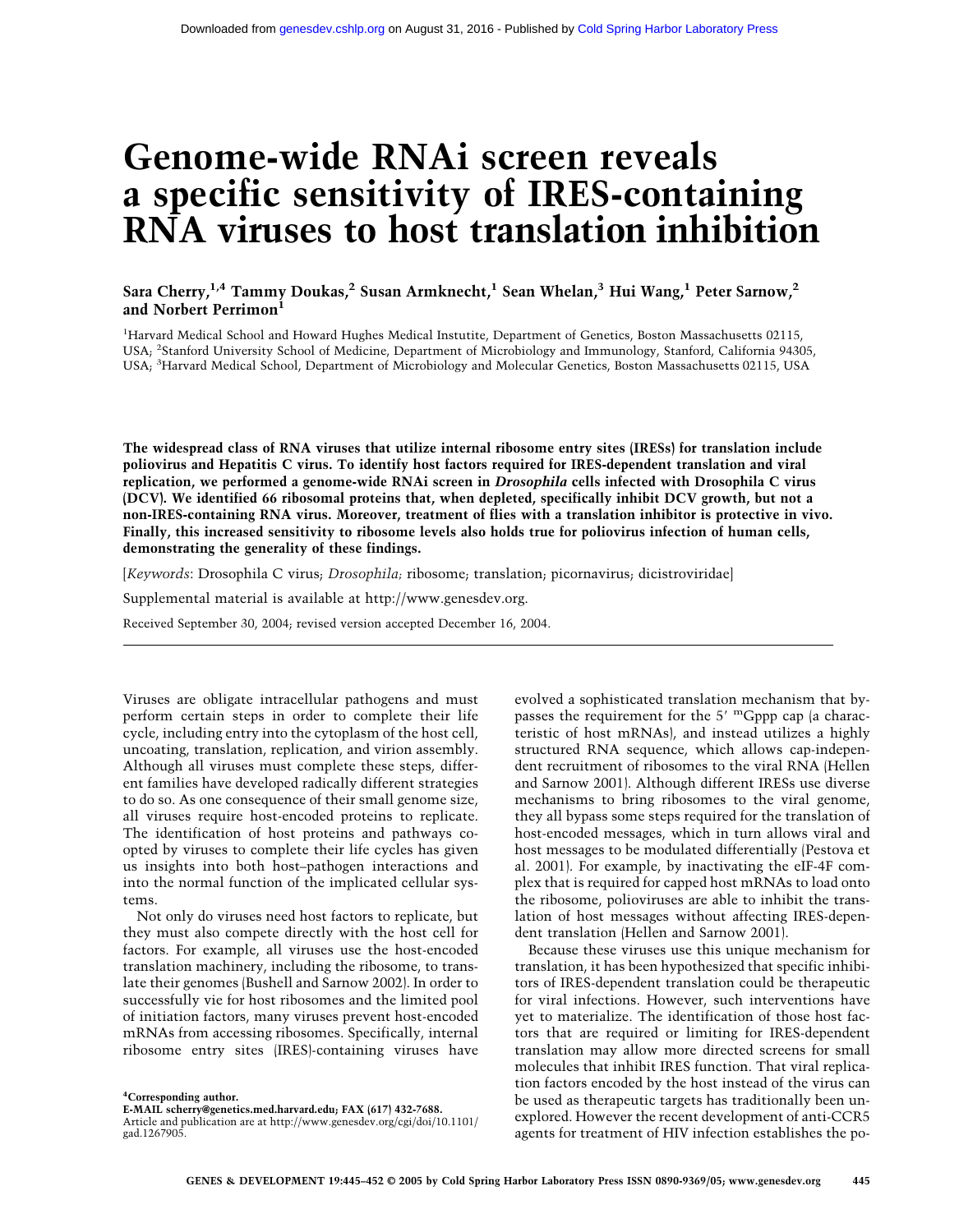# Genome-wide RNAi screen reveals a specific sensitivity of IRES-containing RNA viruses to host translation inhibition

**Sara Cherry,[1,4] Tammy Doukas,[2] Susan Armknecht,[1] Sean Whelan,[3] Hui Wang,[1] Peter Sarnow,[2] and Norbert Perrimon[1]**

[1]Harvard Medical School and Howard Hughes Medical Instutite, Department of Genetics, Boston Massachusetts 02115, USA; [2]Stanford University School of Medicine, Department of Microbiology and Immunology, Stanford, California 94305, USA; [3]Harvard Medical School, Department of Microbiology and Molecular Genetics, Boston Massachusetts 02115, USA

**The widespread class of RNA viruses that utilize internal ribosome entry sites (IRESs) for translation include poliovirus and Hepatitis C virus. To identify host factors required for IRES-dependent translation and viral replication, we performed a genome-wide RNAi screen in *Drosophila* cells infected with Drosophila C virus (DCV). We identified 66 ribosomal proteins that, when depleted, specifically inhibit DCV growth, but not a non-IRES-containing RNA virus. Moreover, treatment of flies with a translation inhibitor is protective in vivo. Finally, this increased sensitivity to ribosome levels also holds true for poliovirus infection of human cells, demonstrating the generality of these findings.**

[*Keywords*: Drosophila C virus; *Drosophila*; ribosome; translation; picornavirus; dicistroviridae]

Supplemental material is available at http://www.genesdev.org.

Received September 30, 2004; revised version accepted December 16, 2004.

Viruses are obligate intracellular pathogens and must perform certain steps in order to complete their life cycle, including entry into the cytoplasm of the host cell, uncoating, translation, replication, and virion assembly. Although all viruses must complete these steps, different families have developed radically different strategies to do so. As one consequence of their small genome size, all viruses require host-encoded proteins to replicate. The identification of host proteins and pathways coopted by viruses to complete their life cycles has given us insights into both host–pathogen interactions and into the normal function of the implicated cellular systems.

Not only do viruses need host factors to replicate, but they must also compete directly with the host cell for factors. For example, all viruses use the host-encoded translation machinery, including the ribosome, to translate their genomes (Bushell and Sarnow 2002). In order to successfully vie for host ribosomes and the limited pool of initiation factors, many viruses prevent host-encoded mRNAs from accessing ribosomes. Specifically, internal ribosome entry sites (IRES)-containing viruses have evolved a sophisticated translation mechanism that bypasses the requirement for the 5′ $^{m}$Gppp cap (a characteristic of host mRNAs), and instead utilizes a highly structured RNA sequence, which allows cap-independent recruitment of ribosomes to the viral RNA (Hellen and Sarnow 2001). Although different IRESs use diverse mechanisms to bring ribosomes to the viral genome, they all bypass some steps required for the translation of host-encoded messages, which in turn allows viral and host messages to be modulated differentially (Pestova et al. 2001). For example, by inactivating the eIF-4F complex that is required for capped host mRNAs to load onto the ribosome, polioviruses are able to inhibit the translation of host messages without affecting IRES-dependent translation (Hellen and Sarnow 2001).

Because these viruses use this unique mechanism for translation, it has been hypothesized that specific inhibitors of IRES-dependent translation could be therapeutic for viral infections. However, such interventions have yet to materialize. The identification of those host factors that are required or limiting for IRES-dependent translation may allow more directed screens for small molecules that inhibit IRES function. That viral replication factors encoded by the host instead of the virus can be used as therapeutic targets has traditionally been unexplored. However the recent development of anti-CCR5 agents for treatment of HIV infection establishes the po-

[4]**Corresponding author.**
**E-MAIL scherry@genetics.med.harvard.edu; FAX (617) 432-7688.**
Article and publication are at http://www.genesdev.org/cgi/doi/10.1101/gad.1267905.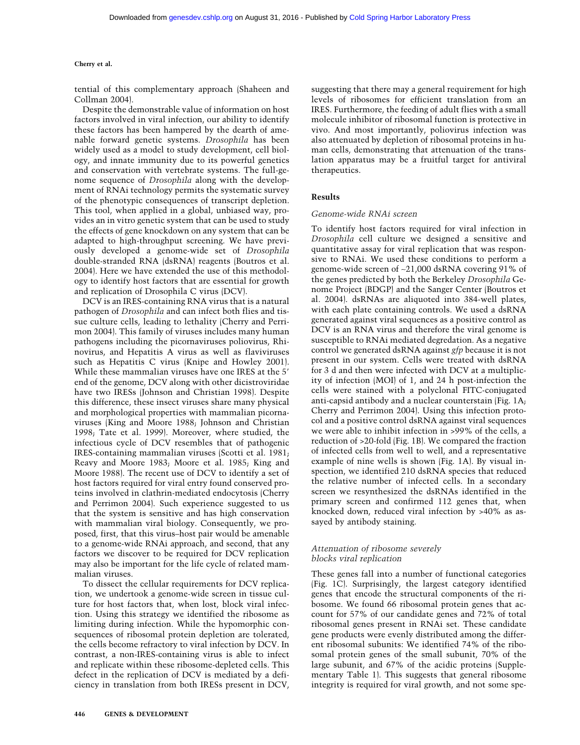tential of this complementary approach (Shaheen and Collman 2004).

Despite the demonstrable value of information on host factors involved in viral infection, our ability to identify these factors has been hampered by the dearth of amenable forward genetic systems. *Drosophila* has been widely used as a model to study development, cell biology, and innate immunity due to its powerful genetics and conservation with vertebrate systems. The full-genome sequence of *Drosophila* along with the development of RNAi technology permits the systematic survey of the phenotypic consequences of transcript depletion. This tool, when applied in a global, unbiased way, provides an in vitro genetic system that can be used to study the effects of gene knockdown on any system that can be adapted to high-throughput screening. We have previously developed a genome-wide set of *Drosophila* double-stranded RNA (dsRNA) reagents (Boutros et al. 2004). Here we have extended the use of this methodology to identify host factors that are essential for growth and replication of Drosophila C virus (DCV).

DCV is an IRES-containing RNA virus that is a natural pathogen of *Drosophila* and can infect both flies and tissue culture cells, leading to lethality (Cherry and Perrimon 2004). This family of viruses includes many human pathogens including the picornaviruses poliovirus, Rhinovirus, and Hepatitis A virus as well as flaviviruses such as Hepatitis C virus (Knipe and Howley 2001). While these mammalian viruses have one IRES at the 5′ end of the genome, DCV along with other dicistroviridae have two IRESs (Johnson and Christian 1998). Despite this difference, these insect viruses share many physical and morphological properties with mammalian picornaviruses (King and Moore 1988; Johnson and Christian 1998; Tate et al. 1999). Moreover, where studied, the infectious cycle of DCV resembles that of pathogenic IRES-containing mammalian viruses (Scotti et al. 1981; Reavy and Moore 1983; Moore et al. 1985; King and Moore 1988). The recent use of DCV to identify a set of host factors required for viral entry found conserved proteins involved in clathrin-mediated endocytosis (Cherry and Perrimon 2004). Such experience suggested to us that the system is sensitive and has high conservation with mammalian viral biology. Consequently, we proposed, first, that this virus–host pair would be amenable to a genome-wide RNAi approach, and second, that any factors we discover to be required for DCV replication may also be important for the life cycle of related mammalian viruses.

To dissect the cellular requirements for DCV replication, we undertook a genome-wide screen in tissue culture for host factors that, when lost, block viral infection. Using this strategy we identified the ribosome as limiting during infection. While the hypomorphic consequences of ribosomal protein depletion are tolerated, the cells become refractory to viral infection by DCV. In contrast, a non-IRES-containing virus is able to infect and replicate within these ribosome-depleted cells. This defect in the replication of DCV is mediated by a deficiency in translation from both IRESs present in DCV, suggesting that there may a general requirement for high levels of ribosomes for efficient translation from an IRES. Furthermore, the feeding of adult flies with a small molecule inhibitor of ribosomal function is protective in vivo. And most importantly, poliovirus infection was also attenuated by depletion of ribosomal proteins in human cells, demonstrating that attenuation of the translation apparatus may be a fruitful target for antiviral therapeutics.

## Results

### *Genome-wide RNAi screen*

To identify host factors required for viral infection in *Drosophila* cell culture we designed a sensitive and quantitative assay for viral replication that was responsive to RNAi. We used these conditions to perform a genome-wide screen of ~21,000 dsRNA covering 91% of the genes predicted by both the Berkeley *Drosophila* Genome Project (BDGP) and the Sanger Center (Boutros et al. 2004). dsRNAs are aliquoted into 384-well plates, with each plate containing controls. We used a dsRNA generated against viral sequences as a positive control as DCV is an RNA virus and therefore the viral genome is susceptible to RNAi mediated degredation. As a negative control we generated dsRNA against *gfp* because it is not present in our system. Cells were treated with dsRNA for 3 d and then were infected with DCV at a multiplicity of infection (MOI) of 1, and 24 h post-infection the cells were stained with a polyclonal FITC-conjugated anti-capsid antibody and a nuclear counterstain (Fig. 1A; Cherry and Perrimon 2004). Using this infection protocol and a positive control dsRNA against viral sequences we were able to inhibit infection in >99% of the cells, a reduction of >20-fold (Fig. 1B). We compared the fraction of infected cells from well to well, and a representative example of nine wells is shown (Fig. 1A). By visual inspection, we identified 210 dsRNA species that reduced the relative number of infected cells. In a secondary screen we resynthesized the dsRNAs identified in the primary screen and confirmed 112 genes that, when knocked down, reduced viral infection by >40% as assayed by antibody staining.

### *Attenuation of ribosome severely blocks viral replication*

These genes fall into a number of functional categories (Fig. 1C). Surprisingly, the largest category identified genes that encode the structural components of the ribosome. We found 66 ribosomal protein genes that account for 57% of our candidate genes and 72% of total ribosomal genes present in RNAi set. These candidate gene products were evenly distributed among the different ribosomal subunits: We identified 74% of the ribosomal protein genes of the small subunit, 70% of the large subunit, and 67% of the acidic proteins (Supplementary Table 1). This suggests that general ribosome integrity is required for viral growth, and not some spe-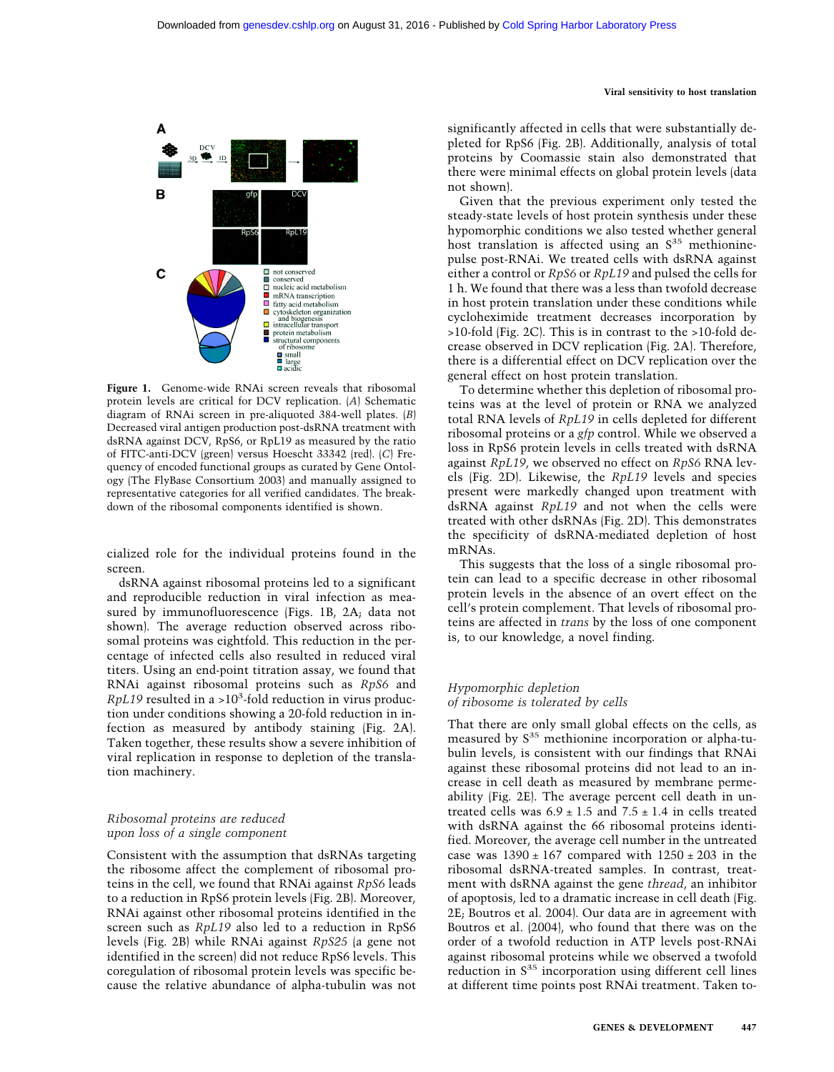**Figure 1.** Genome-wide RNAi screen reveals that ribosomal protein levels are critical for DCV replication. (*A*) Schematic diagram of RNAi screen in pre-aliquoted 384-well plates. (*B*) Decreased viral antigen production post-dsRNA treatment with dsRNA against DCV, RpS6, or RpL19 as measured by the ratio of FITC-anti-DCV (green) versus Hoescht 33342 (red). (*C*) Frequency of encoded functional groups as curated by Gene Ontology (The FlyBase Consortium 2003) and manually assigned to representative categories for all verified candidates. The breakdown of the ribosomal components identified is shown.

cialized role for the individual proteins found in the screen.

dsRNA against ribosomal proteins led to a significant and reproducible reduction in viral infection as measured by immunofluorescence (Figs. 1B, 2A; data not shown). The average reduction observed across ribosomal proteins was eightfold. This reduction in the percentage of infected cells also resulted in reduced viral titers. Using an end-point titration assay, we found that RNAi against ribosomal proteins such as *RpS6* and *RpL19* resulted in a $>10^3$-fold reduction in virus production under conditions showing a 20-fold reduction in infection as measured by antibody staining (Fig. 2A). Taken together, these results show a severe inhibition of viral replication in response to depletion of the translation machinery.

### *Ribosomal proteins are reduced upon loss of a single component*

Consistent with the assumption that dsRNAs targeting the ribosome affect the complement of ribosomal proteins in the cell, we found that RNAi against *RpS6* leads to a reduction in RpS6 protein levels (Fig. 2B). Moreover, RNAi against other ribosomal proteins identified in the screen such as *RpL19* also led to a reduction in RpS6 levels (Fig. 2B) while RNAi against *RpS25* (a gene not identified in the screen) did not reduce RpS6 levels. This coregulation of ribosomal protein levels was specific because the relative abundance of alpha-tubulin was not significantly affected in cells that were substantially depleted for RpS6 (Fig. 2B). Additionally, analysis of total proteins by Coomassie stain also demonstrated that there were minimal effects on global protein levels (data not shown).

Given that the previous experiment only tested the steady-state levels of host protein synthesis under these hypomorphic conditions we also tested whether general host translation is affected using an $S^{35}$ methionine-pulse post-RNAi. We treated cells with dsRNA against either a control or *RpS6* or *RpL19* and pulsed the cells for 1 h. We found that there was a less than twofold decrease in host protein translation under these conditions while cycloheximide treatment decreases incorporation by >10-fold (Fig. 2C). This is in contrast to the >10-fold decrease observed in DCV replication (Fig. 2A). Therefore, there is a differential effect on DCV replication over the general effect on host protein translation.

To determine whether this depletion of ribosomal proteins was at the level of protein or RNA we analyzed total RNA levels of *RpL19* in cells depleted for different ribosomal proteins or a *gfp* control. While we observed a loss in RpS6 protein levels in cells treated with dsRNA against *RpL19*, we observed no effect on *RpS6* RNA levels (Fig. 2D). Likewise, the *RpL19* levels and species present were markedly changed upon treatment with dsRNA against *RpL19* and not when the cells were treated with other dsRNAs (Fig. 2D). This demonstrates the specificity of dsRNA-mediated depletion of host mRNAs.

This suggests that the loss of a single ribosomal protein can lead to a specific decrease in other ribosomal protein levels in the absence of an overt effect on the cell's protein complement. That levels of ribosomal proteins are affected in *trans* by the loss of one component is, to our knowledge, a novel finding.

### *Hypomorphic depletion of ribosome is tolerated by cells*

That there are only small global effects on the cells, as measured by $S^{35}$ methionine incorporation or alpha-tubulin levels, is consistent with our findings that RNAi against these ribosomal proteins did not lead to an increase in cell death as measured by membrane permeability (Fig. 2E). The average percent cell death in untreated cells was $6.9 \pm 1.5$ and $7.5 \pm 1.4$ in cells treated with dsRNA against the 66 ribosomal proteins identified. Moreover, the average cell number in the untreated case was $1390 \pm 167$ compared with $1250 \pm 203$ in the ribosomal dsRNA-treated samples. In contrast, treatment with dsRNA against the gene *thread*, an inhibitor of apoptosis, led to a dramatic increase in cell death (Fig. 2E; Boutros et al. 2004). Our data are in agreement with Boutros et al. (2004), who found that there was on the order of a twofold reduction in ATP levels post-RNAi against ribosomal proteins while we observed a twofold reduction in $S^{35}$ incorporation using different cell lines at different time points post RNAi treatment. Taken to-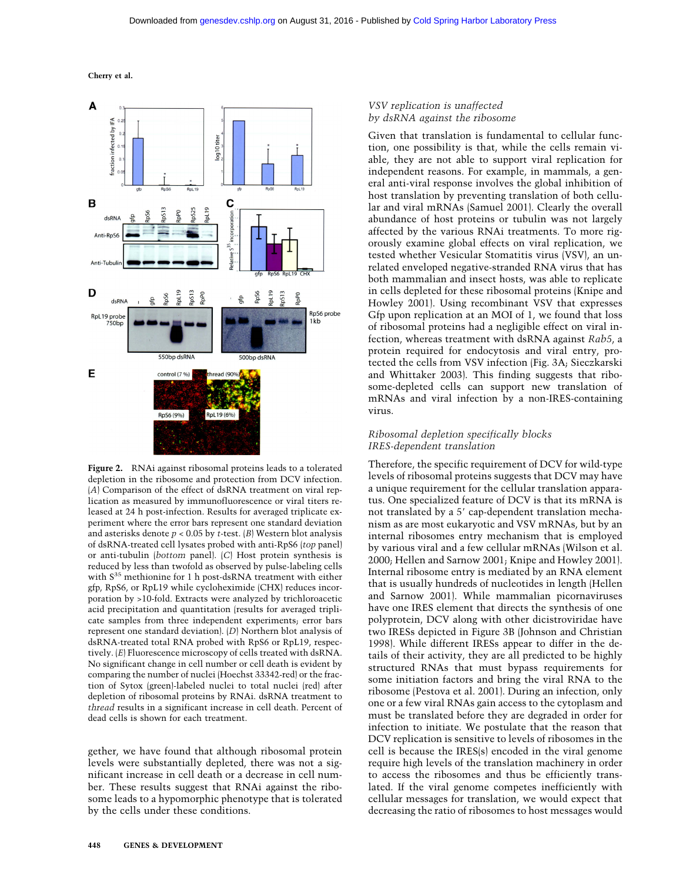**Figure 2.** RNAi against ribosomal proteins leads to a tolerated depletion in the ribosome and protection from DCV infection. (*A*) Comparison of the effect of dsRNA treatment on viral replication as measured by immunofluorescence or viral titers released at 24 h post-infection. Results for averaged triplicate experiment where the error bars represent one standard deviation and asterisks denote $p < 0.05$ by *t*-test. (*B*) Western blot analysis of dsRNA-treated cell lysates probed with anti-RpS6 (*top* panel) or anti-tubulin (*bottom* panel). (*C*) Host protein synthesis is reduced by less than twofold as observed by pulse-labeling cells with $S^{35}$ methionine for 1 h post-dsRNA treatment with either gfp, RpS6, or RpL19 while cycloheximide (CHX) reduces incorporation by >10-fold. Extracts were analyzed by trichloroacetic acid precipitation and quantitation (results for averaged triplicate samples from three independent experiments; error bars represent one standard deviation). (*D*) Northern blot analysis of dsRNA-treated total RNA probed with RpS6 or RpL19, respectively. (*E*) Fluorescence microscopy of cells treated with dsRNA. No significant change in cell number or cell death is evident by comparing the number of nuclei (Hoechst 33342-red) or the fraction of Sytox (green)-labeled nuclei to total nuclei (red) after depletion of ribosomal proteins by RNAi. dsRNA treatment to *thread* results in a significant increase in cell death. Percent of dead cells is shown for each treatment.

gether, we have found that although ribosomal protein levels were substantially depleted, there was not a significant increase in cell death or a decrease in cell number. These results suggest that RNAi against the ribosome leads to a hypomorphic phenotype that is tolerated by the cells under these conditions.

### *VSV replication is unaffected by dsRNA against the ribosome*

Given that translation is fundamental to cellular function, one possibility is that, while the cells remain viable, they are not able to support viral replication for independent reasons. For example, in mammals, a general anti-viral response involves the global inhibition of host translation by preventing translation of both cellular and viral mRNAs (Samuel 2001). Clearly the overall abundance of host proteins or tubulin was not largely affected by the various RNAi treatments. To more rigorously examine global effects on viral replication, we tested whether Vesicular Stomatitis virus (VSV), an unrelated enveloped negative-stranded RNA virus that has both mammalian and insect hosts, was able to replicate in cells depleted for these ribosomal proteins (Knipe and Howley 2001). Using recombinant VSV that expresses Gfp upon replication at an MOI of 1, we found that loss of ribosomal proteins had a negligible effect on viral infection, whereas treatment with dsRNA against *Rab5*, a protein required for endocytosis and viral entry, protected the cells from VSV infection (Fig. 3A; Sieczkarski and Whittaker 2003). This finding suggests that ribosome-depleted cells can support new translation of mRNAs and viral infection by a non-IRES-containing virus.

### *Ribosomal depletion specifically blocks IRES-dependent translation*

Therefore, the specific requirement of DCV for wild-type levels of ribosomal proteins suggests that DCV may have a unique requirement for the cellular translation apparatus. One specialized feature of DCV is that its mRNA is not translated by a 5′ cap-dependent translation mechanism as are most eukaryotic and VSV mRNAs, but by an internal ribosomes entry mechanism that is employed by various viral and a few cellular mRNAs (Wilson et al. 2000; Hellen and Sarnow 2001; Knipe and Howley 2001). Internal ribosome entry is mediated by an RNA element that is usually hundreds of nucleotides in length (Hellen and Sarnow 2001). While mammalian picornaviruses have one IRES element that directs the synthesis of one polyprotein, DCV along with other dicistroviridae have two IRESs depicted in Figure 3B (Johnson and Christian 1998). While different IRESs appear to differ in the details of their activity, they are all predicted to be highly structured RNAs that must bypass requirements for some initiation factors and bring the viral RNA to the ribosome (Pestova et al. 2001). During an infection, only one or a few viral RNAs gain access to the cytoplasm and must be translated before they are degraded in order for infection to initiate. We postulate that the reason that DCV replication is sensitive to levels of ribosomes in the cell is because the IRES(s) encoded in the viral genome require high levels of the translation machinery in order to access the ribosomes and thus be efficiently translated. If the viral genome competes inefficiently with cellular messages for translation, we would expect that decreasing the ratio of ribosomes to host messages would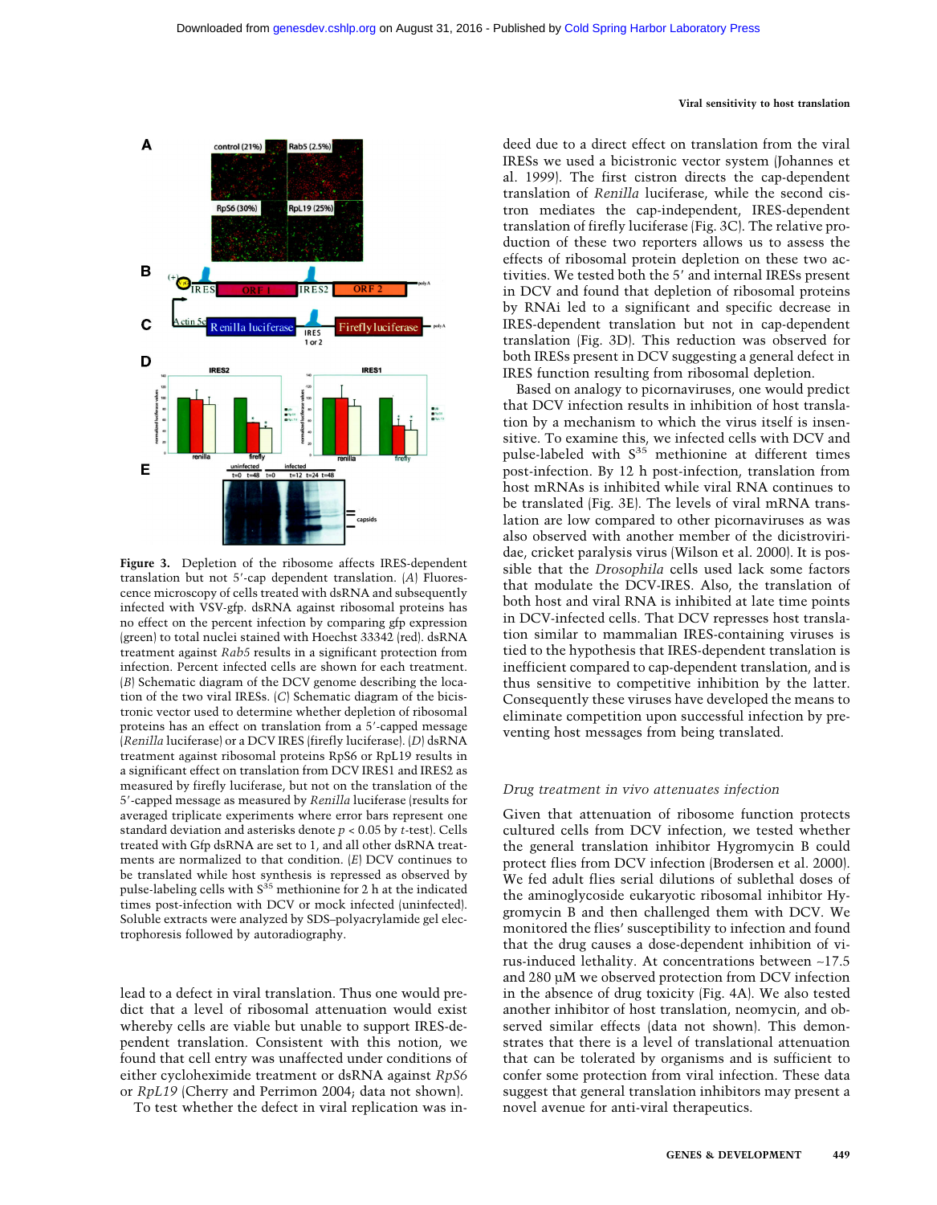**Figure 3.** Depletion of the ribosome affects IRES-dependent translation but not 5′-cap dependent translation. (*A*) Fluorescence microscopy of cells treated with dsRNA and subsequently infected with VSV-gfp. dsRNA against ribosomal proteins has no effect on the percent infection by comparing gfp expression (green) to total nuclei stained with Hoechst 33342 (red). dsRNA treatment against *Rab5* results in a significant protection from infection. Percent infected cells are shown for each treatment. (*B*) Schematic diagram of the DCV genome describing the location of the two viral IRESs. (*C*) Schematic diagram of the bicistronic vector used to determine whether depletion of ribosomal proteins has an effect on translation from a 5′-capped message (*Renilla* luciferase) or a DCV IRES (firefly luciferase). (*D*) dsRNA treatment against ribosomal proteins RpS6 or RpL19 results in a significant effect on translation from DCV IRES1 and IRES2 as measured by firefly luciferase, but not on the translation of the 5′-capped message as measured by *Renilla* luciferase (results for averaged triplicate experiments where error bars represent one standard deviation and asterisks denote $p < 0.05$ by *t*-test). Cells treated with Gfp dsRNA are set to 1, and all other dsRNA treatments are normalized to that condition. (*E*) DCV continues to be translated while host synthesis is repressed as observed by pulse-labeling cells with $S^{35}$ methionine for 2 h at the indicated times post-infection with DCV or mock infected (uninfected). Soluble extracts were analyzed by SDS–polyacrylamide gel electrophoresis followed by autoradiography.

lead to a defect in viral translation. Thus one would predict that a level of ribosomal attenuation would exist whereby cells are viable but unable to support IRES-dependent translation. Consistent with this notion, we found that cell entry was unaffected under conditions of either cycloheximide treatment or dsRNA against *RpS6* or *RpL19* (Cherry and Perrimon 2004; data not shown).

To test whether the defect in viral replication was indeed due to a direct effect on translation from the viral IRESs we used a bicistronic vector system (Johannes et al. 1999). The first cistron directs the cap-dependent translation of *Renilla* luciferase, while the second cistron mediates the cap-independent, IRES-dependent translation of firefly luciferase (Fig. 3C). The relative production of these two reporters allows us to assess the effects of ribosomal protein depletion on these two activities. We tested both the 5′ and internal IRESs present in DCV and found that depletion of ribosomal proteins by RNAi led to a significant and specific decrease in IRES-dependent translation but not in cap-dependent translation (Fig. 3D). This reduction was observed for both IRESs present in DCV suggesting a general defect in IRES function resulting from ribosomal depletion.

Based on analogy to picornaviruses, one would predict that DCV infection results in inhibition of host translation by a mechanism to which the virus itself is insensitive. To examine this, we infected cells with DCV and pulse-labeled with $S^{35}$ methionine at different times post-infection. By 12 h post-infection, translation from host mRNAs is inhibited while viral RNA continues to be translated (Fig. 3E). The levels of viral mRNA translation are low compared to other picornaviruses as was also observed with another member of the dicistroviridae, cricket paralysis virus (Wilson et al. 2000). It is possible that the *Drosophila* cells used lack some factors that modulate the DCV-IRES. Also, the translation of both host and viral RNA is inhibited at late time points in DCV-infected cells. That DCV represses host translation similar to mammalian IRES-containing viruses is tied to the hypothesis that IRES-dependent translation is inefficient compared to cap-dependent translation, and is thus sensitive to competitive inhibition by the latter. Consequently these viruses have developed the means to eliminate competition upon successful infection by preventing host messages from being translated.

### *Drug treatment in vivo attenuates infection*

Given that attenuation of ribosome function protects cultured cells from DCV infection, we tested whether the general translation inhibitor Hygromycin B could protect flies from DCV infection (Brodersen et al. 2000). We fed adult flies serial dilutions of sublethal doses of the aminoglycoside eukaryotic ribosomal inhibitor Hygromycin B and then challenged them with DCV. We monitored the flies' susceptibility to infection and found that the drug causes a dose-dependent inhibition of virus-induced lethality. At concentrations between ~17.5 and 280 µM we observed protection from DCV infection in the absence of drug toxicity (Fig. 4A). We also tested another inhibitor of host translation, neomycin, and observed similar effects (data not shown). This demonstrates that there is a level of translational attenuation that can be tolerated by organisms and is sufficient to confer some protection from viral infection. These data suggest that general translation inhibitors may present a novel avenue for anti-viral therapeutics.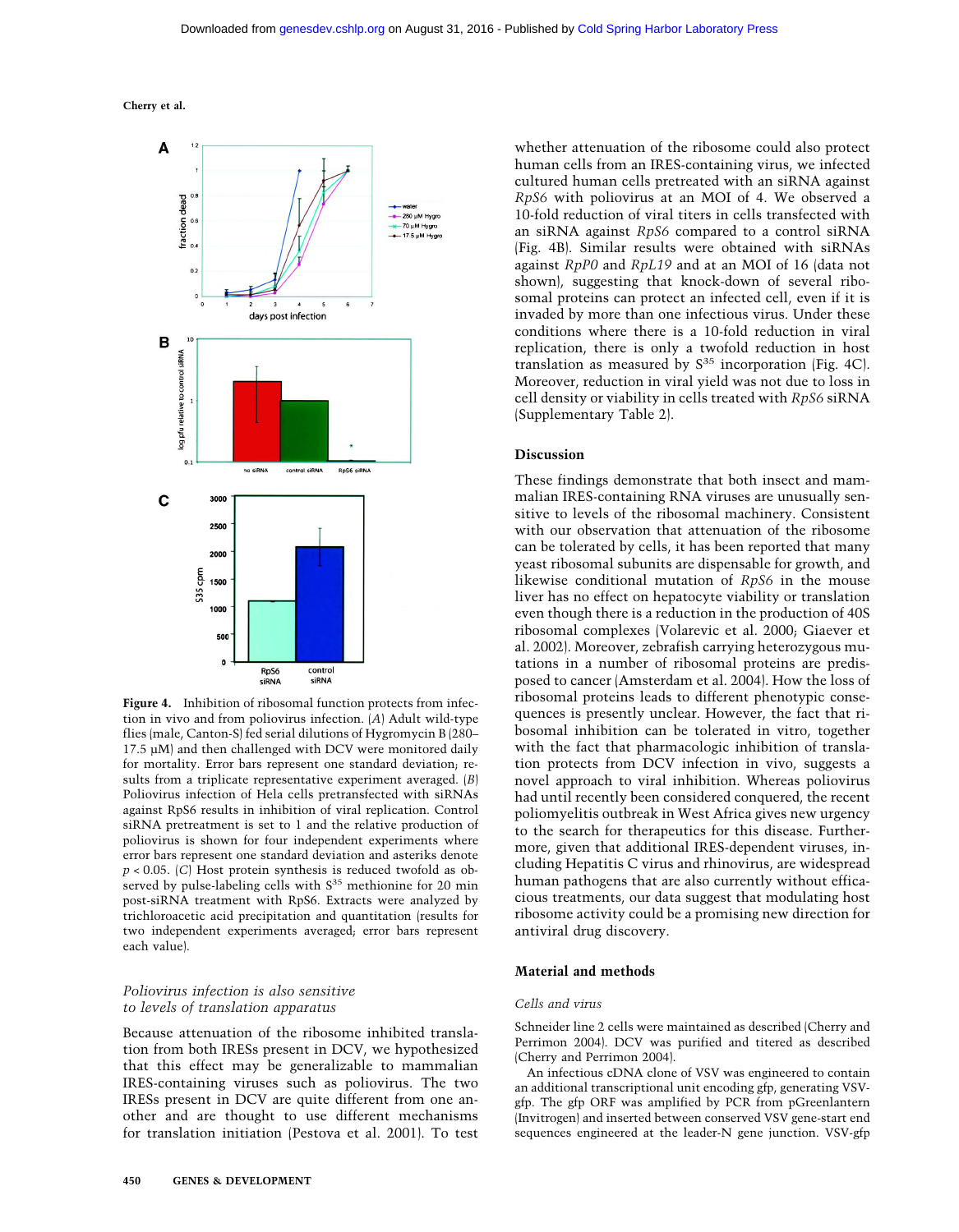**Figure 4.** Inhibition of ribosomal function protects from infection in vivo and from poliovirus infection. (*A*) Adult wild-type flies (male, Canton-S) fed serial dilutions of Hygromycin B (280–17.5 µM) and then challenged with DCV were monitored daily for mortality. Error bars represent one standard deviation; results from a triplicate representative experiment averaged. (*B*) Poliovirus infection of Hela cells pretransfected with siRNAs against RpS6 results in inhibition of viral replication. Control siRNA pretreatment is set to 1 and the relative production of poliovirus is shown for four independent experiments where error bars represent standard deviation and asteriks denote $p < 0.05$. (*C*) Host protein synthesis is reduced twofold as observed by pulse-labeling cells with $S^{35}$ methionine for 20 min post-siRNA treatment with RpS6. Extracts were analyzed by trichloroacetic acid precipitation and quantitation (results for two independent experiments averaged; error bars represent each value).

### *Poliovirus infection is also sensitive to levels of translation apparatus*

Because attenuation of the ribosome inhibited translation from both IRESs present in DCV, we hypothesized that this effect may be generalizable to mammalian IRES-containing viruses such as poliovirus. The two IRESs present in DCV are quite different from one another and are thought to use different mechanisms for translation initiation (Pestova et al. 2001). To test whether attenuation of the ribosome could also protect human cells from an IRES-containing virus, we infected cultured human cells pretreated with an siRNA against *RpS6* with poliovirus at an MOI of 4. We observed a 10-fold reduction of viral titers in cells transfected with an siRNA against *RpS6* compared to a control siRNA (Fig. 4B). Similar results were obtained with siRNAs against *RpP0* and *RpL19* and at an MOI of 16 (data not shown), suggesting that knock-down of several ribosomal proteins can protect an infected cell, even if it is invaded by more than one infectious virus. Under these conditions where there is a 10-fold reduction in viral replication, there is only a twofold reduction in host translation as measured by $S^{35}$ incorporation (Fig. 4C). Moreover, reduction in viral yield was not due to loss in cell density or viability in cells treated with *RpS6* siRNA (Supplementary Table 2).

## Discussion

These findings demonstrate that both insect and mammalian IRES-containing RNA viruses are unusually sensitive to levels of the ribosomal machinery. Consistent with our observation that attenuation of the ribosome can be tolerated by cells, it has been reported that many yeast ribosomal subunits are dispensable for growth, and likewise conditional mutation of *RpS6* in the mouse liver has no effect on hepatocyte viability or translation even though there is a reduction in the production of 40S ribosomal complexes (Volarevic et al. 2000; Giaever et al. 2002). Moreover, zebrafish carrying heterozygous mutations in a number of ribosomal proteins are predisposed to cancer (Amsterdam et al. 2004). How the loss of ribosomal proteins leads to different phenotypic consequences is presently unclear. However, the fact that ribosomal inhibition can be tolerated in vitro, together with the fact that pharmacologic inhibition of translation protects from DCV infection in vivo, suggests a novel approach to viral inhibition. Whereas poliovirus had until recently been considered conquered, the recent poliomyelitis outbreak in West Africa gives new urgency to the search for therapeutics for this disease. Furthermore, given that additional IRES-dependent viruses, including Hepatitis C virus and rhinovirus, are widespread human pathogens that are also currently without efficacious treatments, our data suggest that modulating host ribosome activity could be a promising new direction for antiviral drug discovery.

## Material and methods

### *Cells and virus*

Schneider line 2 cells were maintained as described (Cherry and Perrimon 2004). DCV was purified and titered as described (Cherry and Perrimon 2004).

An infectious cDNA clone of VSV was engineered to contain an additional transcriptional unit encoding gfp, generating VSV-gfp. The gfp ORF was amplified by PCR from pGreenlantern (Invitrogen) and inserted between conserved VSV gene-start end sequences engineered at the leader-N gene junction. VSV-gfp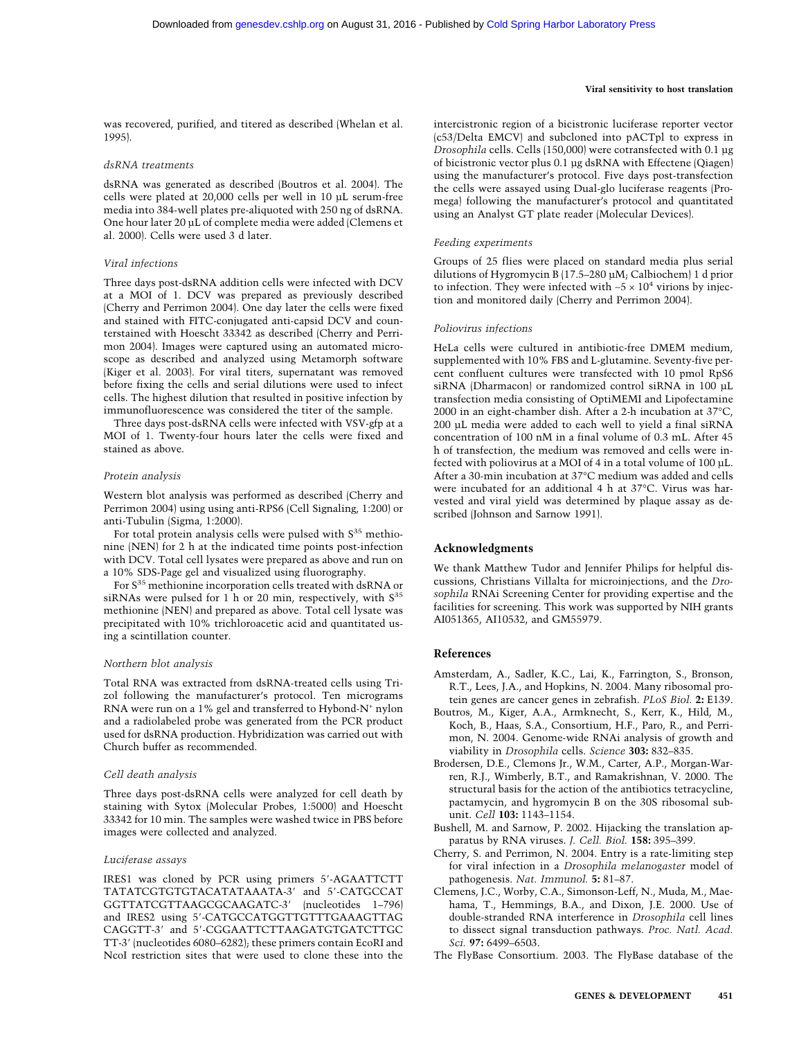was recovered, purified, and titered as described (Whelan et al. 1995).

*dsRNA treatments*

dsRNA was generated as described (Boutros et al. 2004). The cells were plated at 20,000 cells per well in 10 µL serum-free media into 384-well plates pre-aliquoted with 250 ng of dsRNA. One hour later 20 µL of complete media were added (Clemens et al. 2000). Cells were used 3 d later.

*Viral infections*

Three days post-dsRNA addition cells were infected with DCV at a MOI of 1. DCV was prepared as previously described (Cherry and Perrimon 2004). One day later the cells were fixed and stained with FITC-conjugated anti-capsid DCV and counterstained with Hoescht 33342 as described (Cherry and Perrimon 2004). Images were captured using an automated microscope as described and analyzed using Metamorph software (Kiger et al. 2003). For viral titers, supernatant was removed before fixing the cells and serial dilutions were used to infect cells. The highest dilution that resulted in positive infection by immunofluorescence was considered the titer of the sample.

Three days post-dsRNA cells were infected with VSV-gfp at a MOI of 1. Twenty-four hours later the cells were fixed and stained as above.

*Protein analysis*

Western blot analysis was performed as described (Cherry and Perrimon 2004) using using anti-RPS6 (Cell Signaling, 1:200) or anti-Tubulin (Sigma, 1:2000).

For total protein analysis cells were pulsed with $S^{35}$ methionine (NEN) for 2 h at the indicated time points post-infection with DCV. Total cell lysates were prepared as above and run on a 10% SDS-Page gel and visualized using fluorography.

For $S^{35}$ methionine incorporation cells treated with dsRNA or siRNAs were pulsed for 1 h or 20 min, respectively, with $S^{35}$ methionine (NEN) and prepared as above. Total cell lysate was precipitated with 10% trichloroacetic acid and quantitated using a scintillation counter.

*Northern blot analysis*

Total RNA was extracted from dsRNA-treated cells using Trizol following the manufacturer's protocol. Ten micrograms RNA were run on a 1% gel and transferred to Hybond-$N^+$ nylon and a radiolabeled probe was generated from the PCR product used for dsRNA production. Hybridization was carried out with Church buffer as recommended.

*Cell death analysis*

Three days post-dsRNA cells were analyzed for cell death by staining with Sytox (Molecular Probes, 1:5000) and Hoescht 33342 for 10 min. The samples were washed twice in PBS before images were collected and analyzed.

*Luciferase assays*

IRES1 was cloned by PCR using primers 5′-AGAATTCTT TATATCGTGTGTACATATAAATA-3′ and 5′-CATGCCAT GGTTATCGTTAAGCGCAAGATC-3′ (nucleotides 1–796) and IRES2 using 5′-CATGCCATGGTTGTTTGAAAGTTAG CAGGTT-3′ and 5′-CGGAATTCTTAAGATGTGATCTTGC TT-3′ (nucleotides 6080–6282); these primers contain EcoRI and NcoI restriction sites that were used to clone these into the intercistronic region of a bicistronic luciferase reporter vector (c53/Delta EMCV) and subcloned into pACTpl to express in *Drosophila* cells. Cells (150,000) were cotransfected with 0.1 µg of bicistronic vector plus 0.1 µg dsRNA with Effectene (Qiagen) using the manufacturer's protocol. Five days post-transfection the cells were assayed using Dual-glo luciferase reagents (Promega) following the manufacturer's protocol and quantitated using an Analyst GT plate reader (Molecular Devices).

*Feeding experiments*

Groups of 25 flies were placed on standard media plus serial dilutions of Hygromycin B (17.5–280 µM; Calbiochem) 1 d prior to infection. They were infected with ~$5 \times 10^4$ virions by injection and monitored daily (Cherry and Perrimon 2004).

*Poliovirus infections*

HeLa cells were cultured in antibiotic-free DMEM medium, supplemented with 10% FBS and L-glutamine. Seventy-five percent confluent cultures were transfected with 10 pmol RpS6 siRNA (Dharmacon) or randomized control siRNA in 100 µL transfection media consisting of OptiMEMI and Lipofectamine 2000 in an eight-chamber dish. After a 2-h incubation at 37°C, 200 µL media were added to each well to yield a final siRNA concentration of 100 nM in a final volume of 0.3 mL. After 45 h of transfection, the medium was removed and cells were infected with poliovirus at a MOI of 4 in a total volume of 100 µL. After a 30-min incubation at 37°C medium was added and cells were incubated for an additional 4 h at 37°C. Virus was harvested and viral yield was determined by plaque assay as described (Johnson and Sarnow 1991).

## Acknowledgments

We thank Matthew Tudor and Jennifer Philips for helpful discussions, Christians Villalta for microinjections, and the *Drosophila* RNAi Screening Center for providing expertise and the facilities for screening. This work was supported by NIH grants AI051365, AI10532, and GM55979.

## References

Amsterdam, A., Sadler, K.C., Lai, K., Farrington, S., Bronson, R.T., Lees, J.A., and Hopkins, N. 2004. Many ribosomal protein genes are cancer genes in zebrafish. *PLoS Biol.* **2:** E139.

Boutros, M., Kiger, A.A., Armknecht, S., Kerr, K., Hild, M., Koch, B., Haas, S.A., Consortium, H.F., Paro, R., and Perrimon, N. 2004. Genome-wide RNAi analysis of growth and viability in *Drosophila* cells. *Science* **303:** 832–835.

Brodersen, D.E., Clemons Jr., W.M., Carter, A.P., Morgan-Warren, R.J., Wimberly, B.T., and Ramakrishnan, V. 2000. The structural basis for the action of the antibiotics tetracycline, pactamycin, and hygromycin B on the 30S ribosomal subunit. *Cell* **103:** 1143–1154.

Bushell, M. and Sarnow, P. 2002. Hijacking the translation apparatus by RNA viruses. *J. Cell. Biol.* **158:** 395–399.

Cherry, S. and Perrimon, N. 2004. Entry is a rate-limiting step for viral infection in a *Drosophila melanogaster* model of pathogenesis. *Nat. Immunol.* **5:** 81–87.

Clemens, J.C., Worby, C.A., Simonson-Leff, N., Muda, M., Maehama, T., Hemmings, B.A., and Dixon, J.E. 2000. Use of double-stranded RNA interference in *Drosophila* cell lines to dissect signal transduction pathways. *Proc. Natl. Acad. Sci.* **97:** 6499–6503.

The FlyBase Consortium. 2003. The FlyBase database of the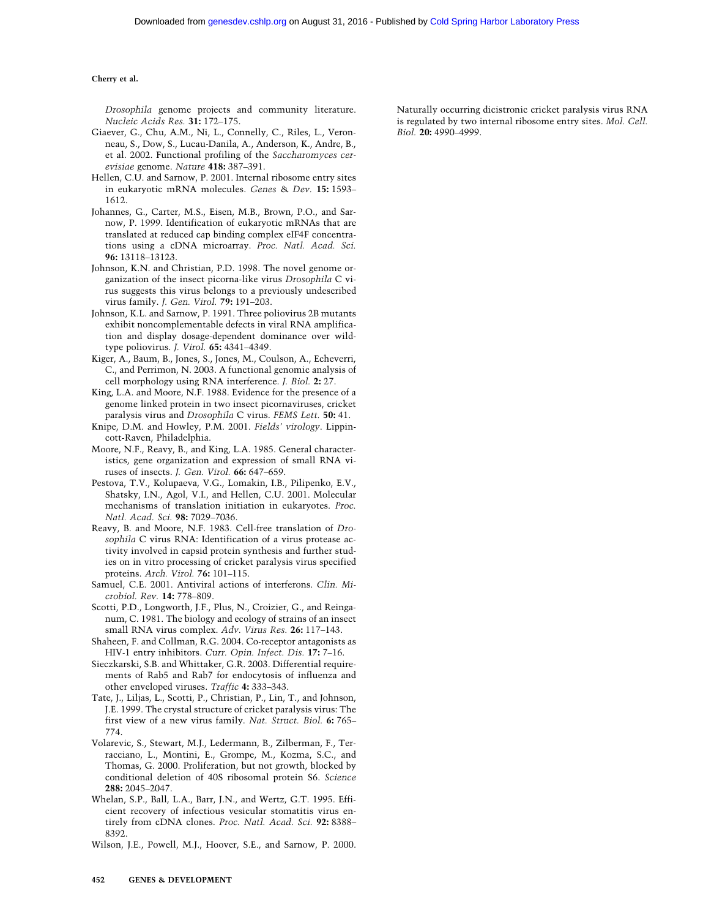*Drosophila* genome projects and community literature. *Nucleic Acids Res.* **31:** 172–175.

Giaever, G., Chu, A.M., Ni, L., Connelly, C., Riles, L., Veronneau, S., Dow, S., Lucau-Danila, A., Anderson, K., Andre, B., et al. 2002. Functional profiling of the *Saccharomyces cerevisiae* genome. *Nature* **418:** 387–391.

Hellen, C.U. and Sarnow, P. 2001. Internal ribosome entry sites in eukaryotic mRNA molecules. *Genes & Dev.* **15:** 1593–1612.

Johannes, G., Carter, M.S., Eisen, M.B., Brown, P.O., and Sarnow, P. 1999. Identification of eukaryotic mRNAs that are translated at reduced cap binding complex eIF4F concentrations using a cDNA microarray. *Proc. Natl. Acad. Sci.* **96:** 13118–13123.

Johnson, K.N. and Christian, P.D. 1998. The novel genome organization of the insect picorna-like virus *Drosophila* C virus suggests this virus belongs to a previously undescribed virus family. *J. Gen. Virol.* **79:** 191–203.

Johnson, K.L. and Sarnow, P. 1991. Three poliovirus 2B mutants exhibit noncomplementable defects in viral RNA amplification and display dosage-dependent dominance over wild-type poliovirus. *J. Virol.* **65:** 4341–4349.

Kiger, A., Baum, B., Jones, S., Jones, M., Coulson, A., Echeverri, C., and Perrimon, N. 2003. A functional genomic analysis of cell morphology using RNA interference. *J. Biol.* **2:** 27.

King, L.A. and Moore, N.F. 1988. Evidence for the presence of a genome linked protein in two insect picornaviruses, cricket paralysis virus and *Drosophila* C virus. *FEMS Lett.* **50:** 41.

Knipe, D.M. and Howley, P.M. 2001. *Fields' virology*. Lippincott-Raven, Philadelphia.

Moore, N.F., Reavy, B., and King, L.A. 1985. General characteristics, gene organization and expression of small RNA viruses of insects. *J. Gen. Virol.* **66:** 647–659.

Pestova, T.V., Kolupaeva, V.G., Lomakin, I.B., Pilipenko, E.V., Shatsky, I.N., Agol, V.I., and Hellen, C.U. 2001. Molecular mechanisms of translation initiation in eukaryotes. *Proc. Natl. Acad. Sci.* **98:** 7029–7036.

Reavy, B. and Moore, N.F. 1983. Cell-free translation of *Drosophila* C virus RNA: Identification of a virus protease activity involved in capsid protein synthesis and further studies on in vitro processing of cricket paralysis virus specified proteins. *Arch. Virol.* **76:** 101–115.

Samuel, C.E. 2001. Antiviral actions of interferons. *Clin. Microbiol. Rev.* **14:** 778–809.

Scotti, P.D., Longworth, J.F., Plus, N., Croizier, G., and Reinganum, C. 1981. The biology and ecology of strains of an insect small RNA virus complex. *Adv. Virus Res.* **26:** 117–143.

Shaheen, F. and Collman, R.G. 2004. Co-receptor antagonists as HIV-1 entry inhibitors. *Curr. Opin. Infect. Dis.* **17:** 7–16.

Sieczkarski, S.B. and Whittaker, G.R. 2003. Differential requirements of Rab5 and Rab7 for endocytosis of influenza and other enveloped viruses. *Traffic* **4:** 333–343.

Tate, J., Liljas, L., Scotti, P., Christian, P., Lin, T., and Johnson, J.E. 1999. The crystal structure of cricket paralysis virus: The first view of a new virus family. *Nat. Struct. Biol.* **6:** 765–774.

Volarevic, S., Stewart, M.J., Ledermann, B., Zilberman, F., Terracciano, L., Montini, E., Grompe, M., Kozma, S.C., and Thomas, G. 2000. Proliferation, but not growth, blocked by conditional deletion of 40S ribosomal protein S6. *Science* **288:** 2045–2047.

Whelan, S.P., Ball, L.A., Barr, J.N., and Wertz, G.T. 1995. Efficient recovery of infectious vesicular stomatitis virus entirely from cDNA clones. *Proc. Natl. Acad. Sci.* **92:** 8388–8392.

Wilson, J.E., Powell, M.J., Hoover, S.E., and Sarnow, P. 2000. Naturally occurring dicistronic cricket paralysis virus RNA is regulated by two internal ribosome entry sites. *Mol. Cell. Biol.* **20:** 4990–4999.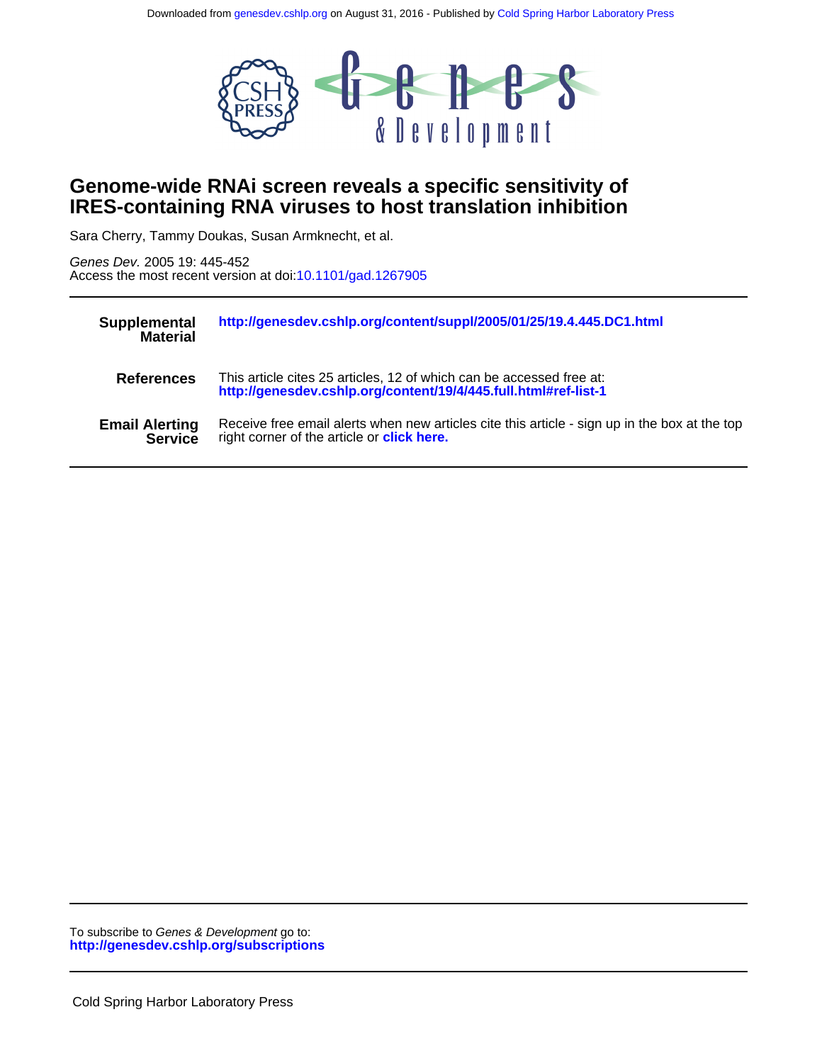Downloaded from genesdev.cshlp.org on August 31, 2016 - Published by Cold Spring Harbor Laboratory Press

# Genome-wide RNAi screen reveals a specific sensitivity of IRES-containing RNA viruses to host translation inhibition

Sara Cherry, Tammy Doukas, Susan Armknecht, et al.

*Genes Dev.* 2005 19: 445-452
Access the most recent version at doi:10.1101/gad.1267905

| | |
|---|---|
| **Supplemental Material** | **http://genesdev.cshlp.org/content/suppl/2005/01/25/19.4.445.DC1.html** |
| **References** | This article cites 25 articles, 12 of which can be accessed free at: **http://genesdev.cshlp.org/content/19/4/445.full.html#ref-list-1** |
| **Email Alerting Service** | Receive free email alerts when new articles cite this article - sign up in the box at the top right corner of the article or **click here.** |

To subscribe to *Genes & Development* go to:
**http://genesdev.cshlp.org/subscriptions**

Cold Spring Harbor Laboratory Press